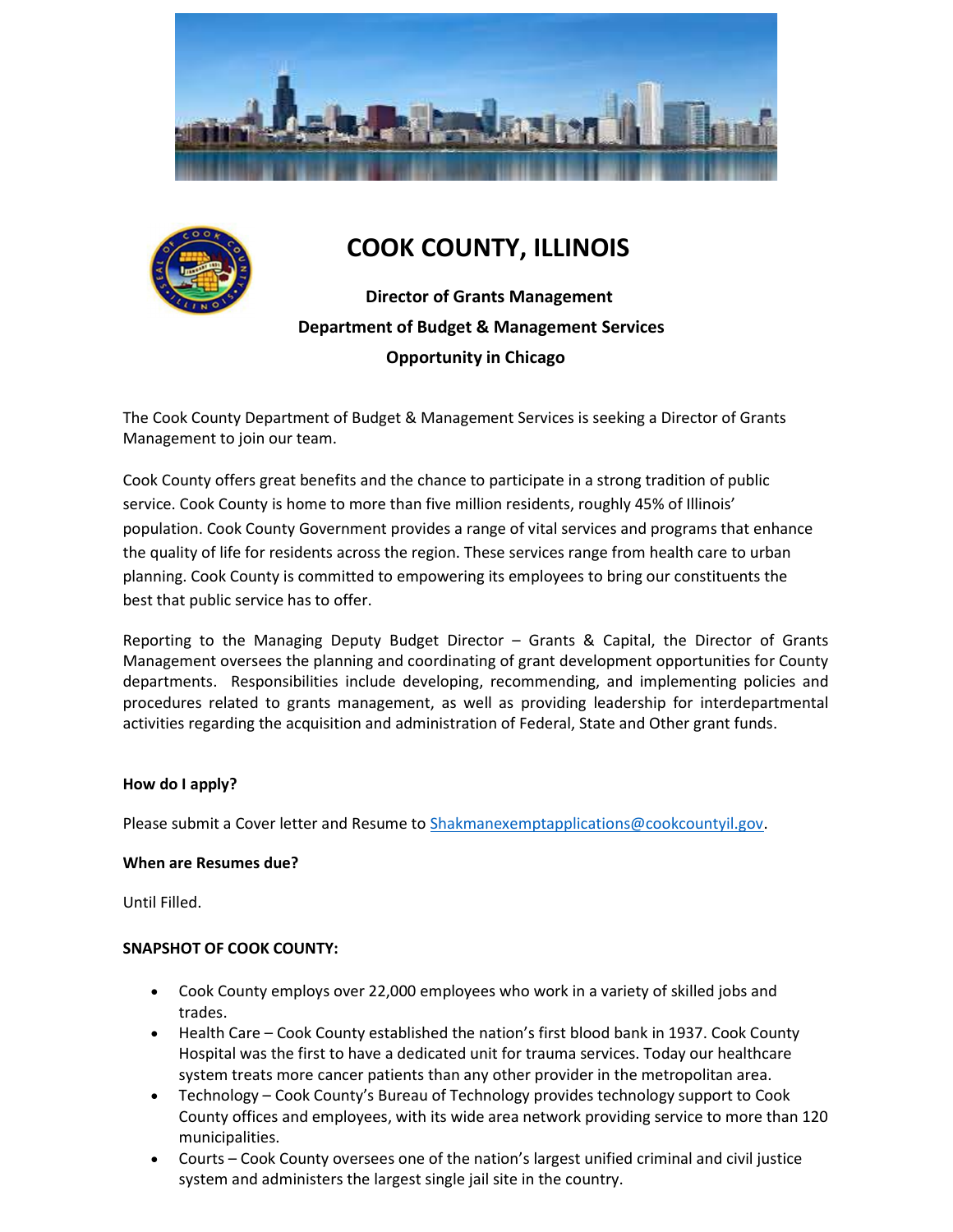# COOK COUNTY, ILLINOIS

**Director of Grants Management**

**Department of Budget & Management Services**

**Opportunity in Chicago**

The Cook County Department of Budget & Management Services is seeking a Director of Grants Management to join our team.

Cook County offers great benefits and the chance to participate in a strong tradition of public service. Cook County is home to more than five million residents, roughly 45% of Illinois' population. Cook County Government provides a range of vital services and programs that enhance the quality of life for residents across the region. These services range from health care to urban planning. Cook County is committed to empowering its employees to bring our constituents the best that public service has to offer.

Reporting to the Managing Deputy Budget Director – Grants & Capital, the Director of Grants Management oversees the planning and coordinating of grant development opportunities for County departments. Responsibilities include developing, recommending, and implementing policies and procedures related to grants management, as well as providing leadership for interdepartmental activities regarding the acquisition and administration of Federal, State and Other grant funds.

**How do I apply?**

Please submit a Cover letter and Resume to Shakmanexemptapplications@cookcountyil.gov.

**When are Resumes due?**

Until Filled.

**SNAPSHOT OF COOK COUNTY:**

- Cook County employs over 22,000 employees who work in a variety of skilled jobs and trades.
- Health Care – Cook County established the nation's first blood bank in 1937. Cook County Hospital was the first to have a dedicated unit for trauma services. Today our healthcare system treats more cancer patients than any other provider in the metropolitan area.
- Technology – Cook County's Bureau of Technology provides technology support to Cook County offices and employees, with its wide area network providing service to more than 120 municipalities.
- Courts – Cook County oversees one of the nation's largest unified criminal and civil justice system and administers the largest single jail site in the country.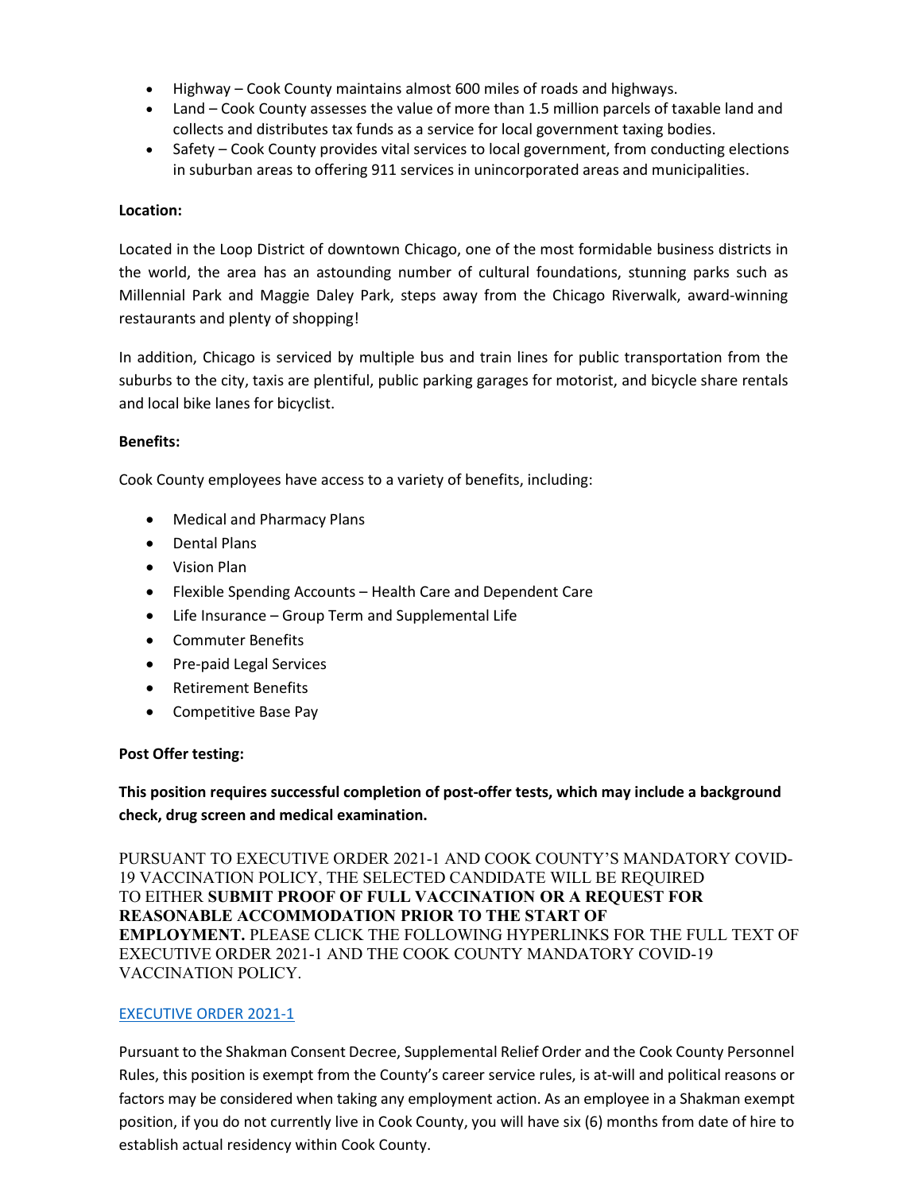- Highway – Cook County maintains almost 600 miles of roads and highways.
- Land – Cook County assesses the value of more than 1.5 million parcels of taxable land and collects and distributes tax funds as a service for local government taxing bodies.
- Safety – Cook County provides vital services to local government, from conducting elections in suburban areas to offering 911 services in unincorporated areas and municipalities.

**Location:**

Located in the Loop District of downtown Chicago, one of the most formidable business districts in the world, the area has an astounding number of cultural foundations, stunning parks such as Millennial Park and Maggie Daley Park, steps away from the Chicago Riverwalk, award-winning restaurants and plenty of shopping!

In addition, Chicago is serviced by multiple bus and train lines for public transportation from the suburbs to the city, taxis are plentiful, public parking garages for motorist, and bicycle share rentals and local bike lanes for bicyclist.

**Benefits:**

Cook County employees have access to a variety of benefits, including:

- Medical and Pharmacy Plans
- Dental Plans
- Vision Plan
- Flexible Spending Accounts – Health Care and Dependent Care
- Life Insurance – Group Term and Supplemental Life
- Commuter Benefits
- Pre-paid Legal Services
- Retirement Benefits
- Competitive Base Pay

**Post Offer testing:**

**This position requires successful completion of post-offer tests, which may include a background check, drug screen and medical examination.**

PURSUANT TO EXECUTIVE ORDER 2021-1 AND COOK COUNTY'S MANDATORY COVID-19 VACCINATION POLICY, THE SELECTED CANDIDATE WILL BE REQUIRED TO EITHER **SUBMIT PROOF OF FULL VACCINATION OR A REQUEST FOR REASONABLE ACCOMMODATION PRIOR TO THE START OF EMPLOYMENT.** PLEASE CLICK THE FOLLOWING HYPERLINKS FOR THE FULL TEXT OF EXECUTIVE ORDER 2021-1 AND THE COOK COUNTY MANDATORY COVID-19 VACCINATION POLICY.

EXECUTIVE ORDER 2021-1

Pursuant to the Shakman Consent Decree, Supplemental Relief Order and the Cook County Personnel Rules, this position is exempt from the County's career service rules, is at-will and political reasons or factors may be considered when taking any employment action. As an employee in a Shakman exempt position, if you do not currently live in Cook County, you will have six (6) months from date of hire to establish actual residency within Cook County.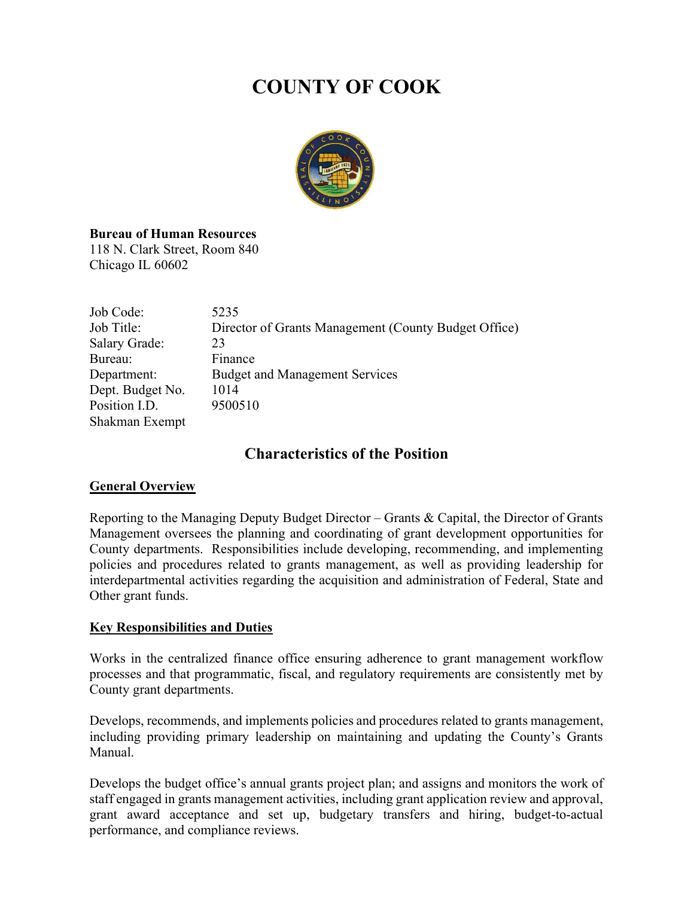# COUNTY OF COOK

**Bureau of Human Resources**
118 N. Clark Street, Room 840
Chicago IL 60602

| | |
|---|---|
| Job Code: | 5235 |
| Job Title: | Director of Grants Management (County Budget Office) |
| Salary Grade: | 23 |
| Bureau: | Finance |
| Department: | Budget and Management Services |
| Dept. Budget No. | 1014 |
| Position I.D. | 9500510 |
| Shakman Exempt | |

## Characteristics of the Position

### General Overview

Reporting to the Managing Deputy Budget Director – Grants & Capital, the Director of Grants Management oversees the planning and coordinating of grant development opportunities for County departments. Responsibilities include developing, recommending, and implementing policies and procedures related to grants management, as well as providing leadership for interdepartmental activities regarding the acquisition and administration of Federal, State and Other grant funds.

### Key Responsibilities and Duties

Works in the centralized finance office ensuring adherence to grant management workflow processes and that programmatic, fiscal, and regulatory requirements are consistently met by County grant departments.

Develops, recommends, and implements policies and procedures related to grants management, including providing primary leadership on maintaining and updating the County's Grants Manual.

Develops the budget office's annual grants project plan; and assigns and monitors the work of staff engaged in grants management activities, including grant application review and approval, grant award acceptance and set up, budgetary transfers and hiring, budget-to-actual performance, and compliance reviews.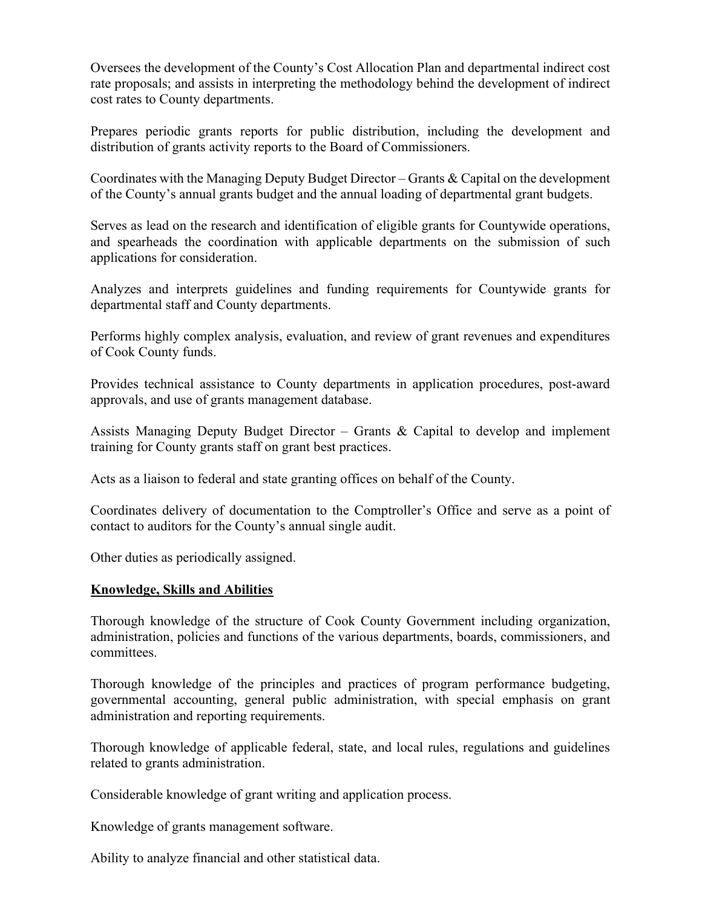Oversees the development of the County's Cost Allocation Plan and departmental indirect cost rate proposals; and assists in interpreting the methodology behind the development of indirect cost rates to County departments.

Prepares periodic grants reports for public distribution, including the development and distribution of grants activity reports to the Board of Commissioners.

Coordinates with the Managing Deputy Budget Director – Grants & Capital on the development of the County's annual grants budget and the annual loading of departmental grant budgets.

Serves as lead on the research and identification of eligible grants for Countywide operations, and spearheads the coordination with applicable departments on the submission of such applications for consideration.

Analyzes and interprets guidelines and funding requirements for Countywide grants for departmental staff and County departments.

Performs highly complex analysis, evaluation, and review of grant revenues and expenditures of Cook County funds.

Provides technical assistance to County departments in application procedures, post-award approvals, and use of grants management database.

Assists Managing Deputy Budget Director – Grants & Capital to develop and implement training for County grants staff on grant best practices.

Acts as a liaison to federal and state granting offices on behalf of the County.

Coordinates delivery of documentation to the Comptroller's Office and serve as a point of contact to auditors for the County's annual single audit.

Other duties as periodically assigned.

**Knowledge, Skills and Abilities**

Thorough knowledge of the structure of Cook County Government including organization, administration, policies and functions of the various departments, boards, commissioners, and committees.

Thorough knowledge of the principles and practices of program performance budgeting, governmental accounting, general public administration, with special emphasis on grant administration and reporting requirements.

Thorough knowledge of applicable federal, state, and local rules, regulations and guidelines related to grants administration.

Considerable knowledge of grant writing and application process.

Knowledge of grants management software.

Ability to analyze financial and other statistical data.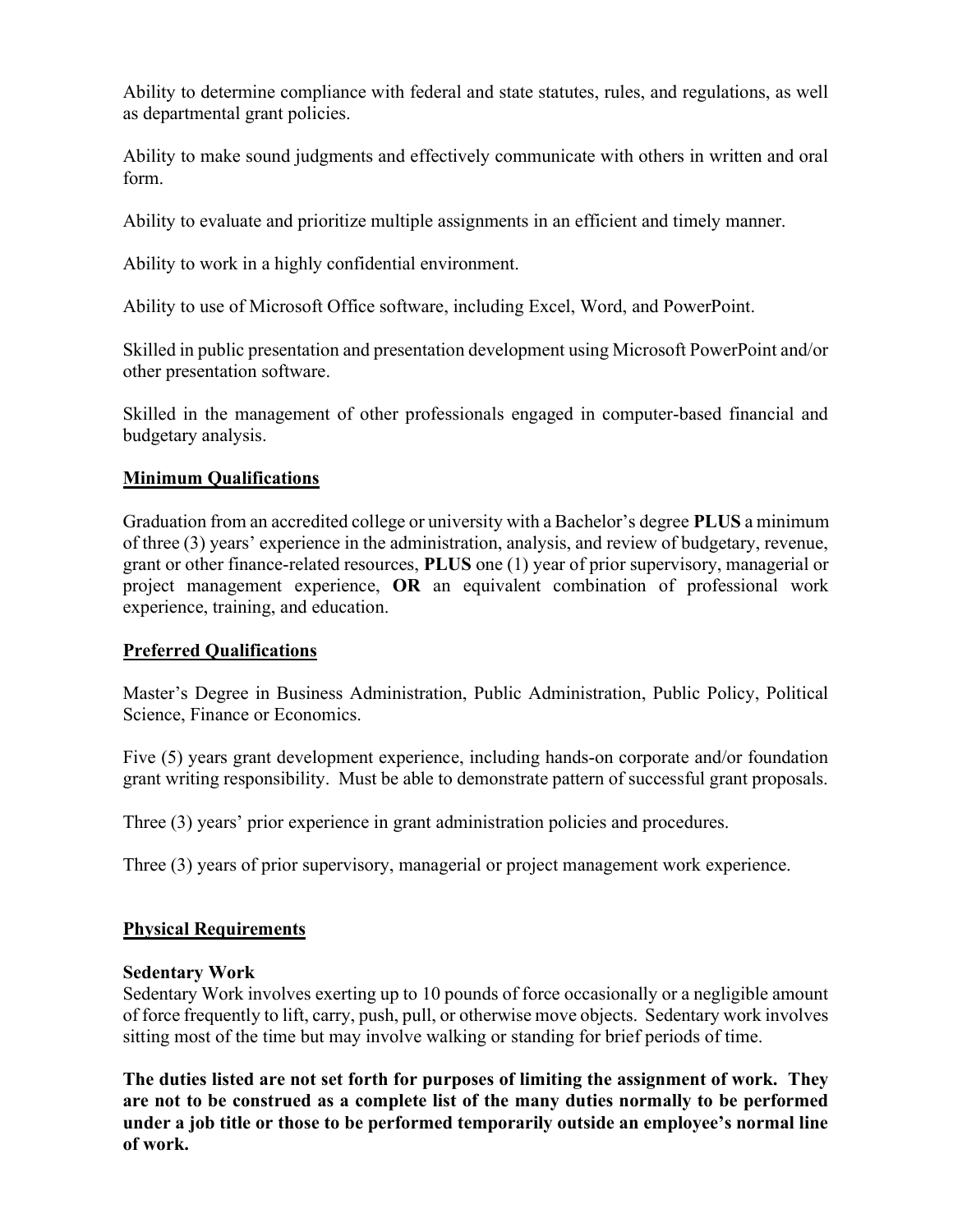Ability to determine compliance with federal and state statutes, rules, and regulations, as well as departmental grant policies.

Ability to make sound judgments and effectively communicate with others in written and oral form.

Ability to evaluate and prioritize multiple assignments in an efficient and timely manner.

Ability to work in a highly confidential environment.

Ability to use of Microsoft Office software, including Excel, Word, and PowerPoint.

Skilled in public presentation and presentation development using Microsoft PowerPoint and/or other presentation software.

Skilled in the management of other professionals engaged in computer-based financial and budgetary analysis.

## Minimum Qualifications

Graduation from an accredited college or university with a Bachelor's degree **PLUS** a minimum of three (3) years' experience in the administration, analysis, and review of budgetary, revenue, grant or other finance-related resources, **PLUS** one (1) year of prior supervisory, managerial or project management experience, **OR** an equivalent combination of professional work experience, training, and education.

## Preferred Qualifications

Master's Degree in Business Administration, Public Administration, Public Policy, Political Science, Finance or Economics.

Five (5) years grant development experience, including hands-on corporate and/or foundation grant writing responsibility. Must be able to demonstrate pattern of successful grant proposals.

Three (3) years' prior experience in grant administration policies and procedures.

Three (3) years of prior supervisory, managerial or project management work experience.

## Physical Requirements

**Sedentary Work**
Sedentary Work involves exerting up to 10 pounds of force occasionally or a negligible amount of force frequently to lift, carry, push, pull, or otherwise move objects. Sedentary work involves sitting most of the time but may involve walking or standing for brief periods of time.

**The duties listed are not set forth for purposes of limiting the assignment of work. They are not to be construed as a complete list of the many duties normally to be performed under a job title or those to be performed temporarily outside an employee's normal line of work.**